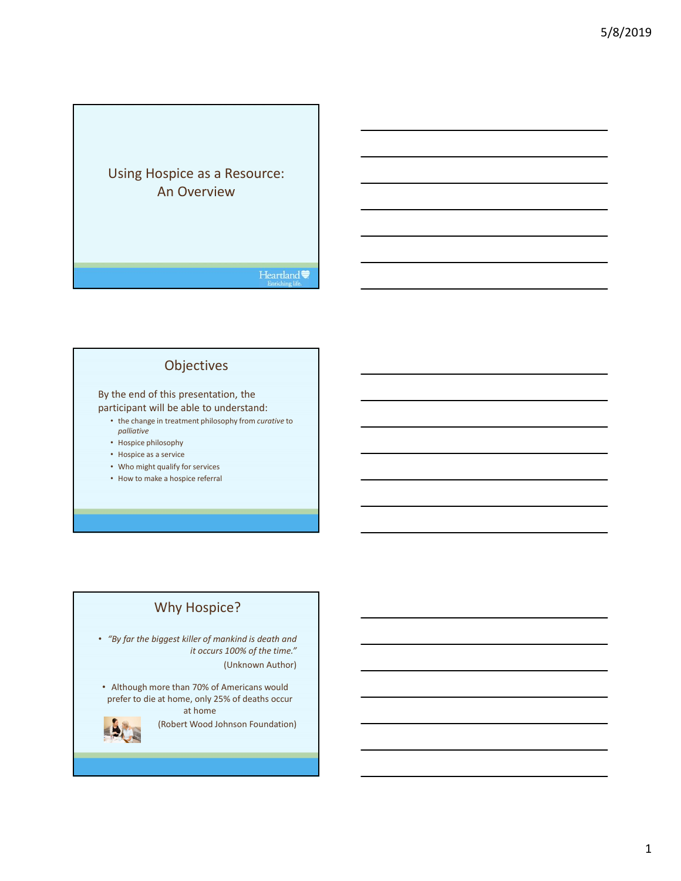# Using Hospice as a Resource: An Overview

Heartland
Enriching life.

## Objectives

By the end of this presentation, the participant will be able to understand:

- the change in treatment philosophy from *curative* to *palliative*
- Hospice philosophy
- Hospice as a service
- Who might qualify for services
- How to make a hospice referral

## Why Hospice?

- *"By far the biggest killer of mankind is death and it occurs 100% of the time."* (Unknown Author)
- Although more than 70% of Americans would prefer to die at home, only 25% of deaths occur at home (Robert Wood Johnson Foundation)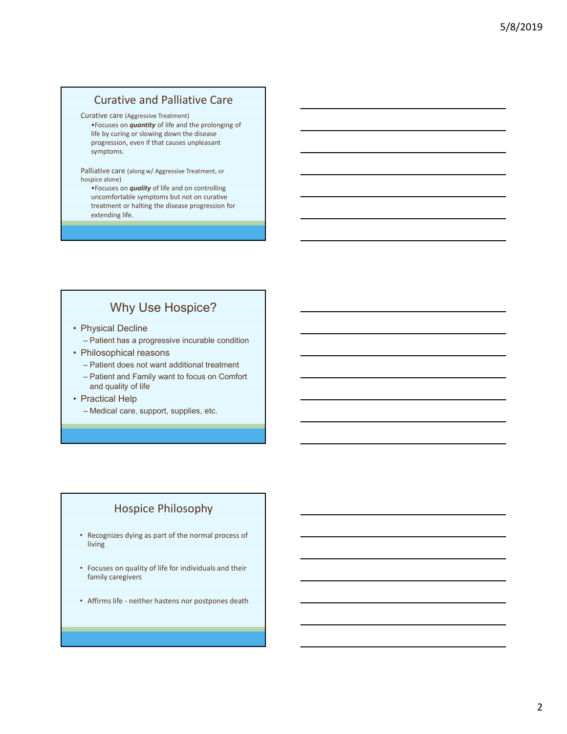## Curative and Palliative Care

Curative care (Aggressive Treatment)

- Focuses on ***quantity*** of life and the prolonging of life by curing or slowing down the disease progression, even if that causes unpleasant symptoms.

Palliative care (along w/ Aggressive Treatment, or hospice alone)

- Focuses on ***quality*** of life and on controlling uncomfortable symptoms but not on curative treatment or halting the disease progression for extending life.

## Why Use Hospice?

- Physical Decline
  - Patient has a progressive incurable condition
- Philosophical reasons
  - Patient does not want additional treatment
  - Patient and Family want to focus on Comfort and quality of life
- Practical Help
  - Medical care, support, supplies, etc.

## Hospice Philosophy

- Recognizes dying as part of the normal process of living
- Focuses on quality of life for individuals and their family caregivers
- Affirms life - neither hastens nor postpones death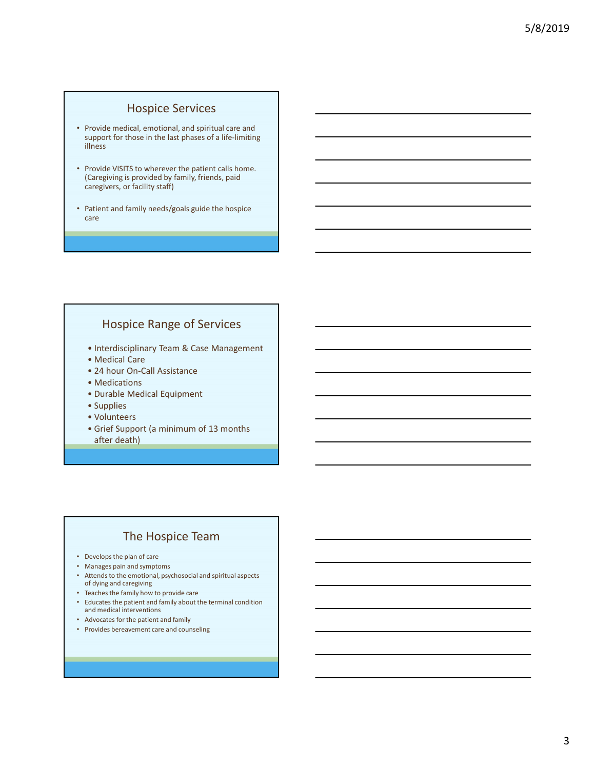## Hospice Services

- Provide medical, emotional, and spiritual care and support for those in the last phases of a life-limiting illness
- Provide VISITS to wherever the patient calls home. (Caregiving is provided by family, friends, paid caregivers, or facility staff)
- Patient and family needs/goals guide the hospice care

## Hospice Range of Services

- Interdisciplinary Team & Case Management
- Medical Care
- 24 hour On-Call Assistance
- Medications
- Durable Medical Equipment
- Supplies
- Volunteers
- Grief Support (a minimum of 13 months after death)

## The Hospice Team

- Develops the plan of care
- Manages pain and symptoms
- Attends to the emotional, psychosocial and spiritual aspects of dying and caregiving
- Teaches the family how to provide care
- Educates the patient and family about the terminal condition and medical interventions
- Advocates for the patient and family
- Provides bereavement care and counseling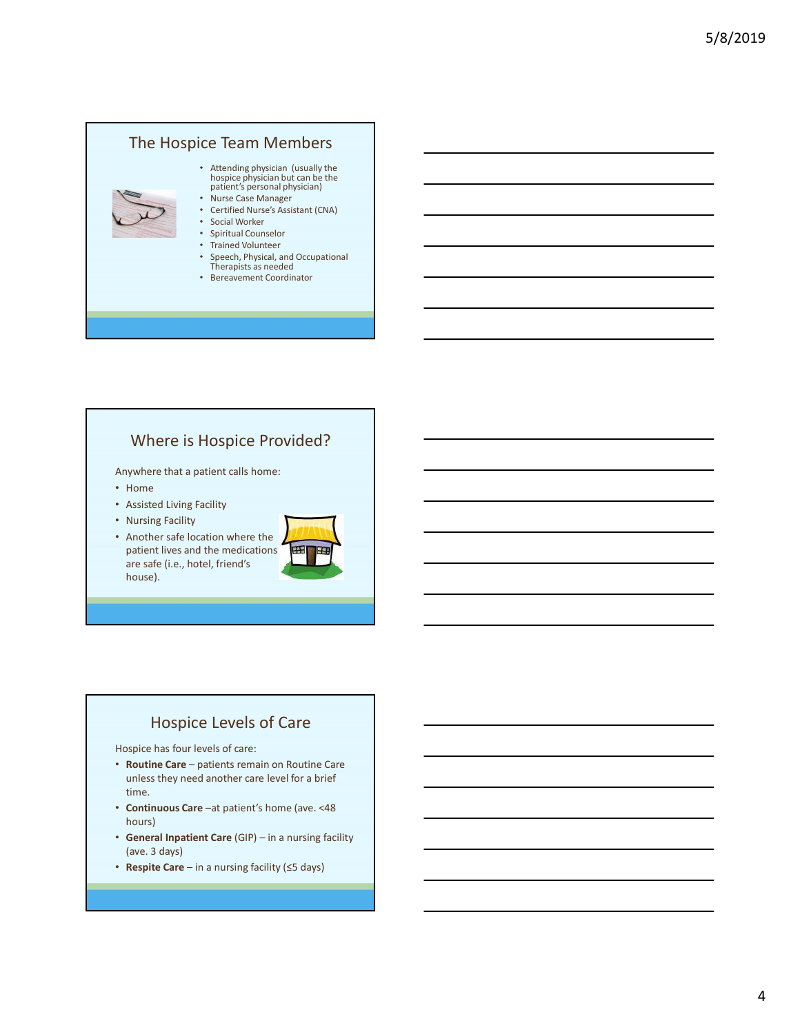## The Hospice Team Members

- Attending physician (usually the hospice physician but can be the patient's personal physician)
- Nurse Case Manager
- Certified Nurse's Assistant (CNA)
- Social Worker
- Spiritual Counselor
- Trained Volunteer
- Speech, Physical, and Occupational Therapists as needed
- Bereavement Coordinator

## Where is Hospice Provided?

Anywhere that a patient calls home:

- Home
- Assisted Living Facility
- Nursing Facility
- Another safe location where the patient lives and the medications are safe (i.e., hotel, friend's house).

## Hospice Levels of Care

Hospice has four levels of care:

- **Routine Care** – patients remain on Routine Care unless they need another care level for a brief time.
- **Continuous Care** –at patient's home (ave. <48 hours)
- **General Inpatient Care** (GIP) – in a nursing facility (ave. 3 days)
- **Respite Care** – in a nursing facility (≤5 days)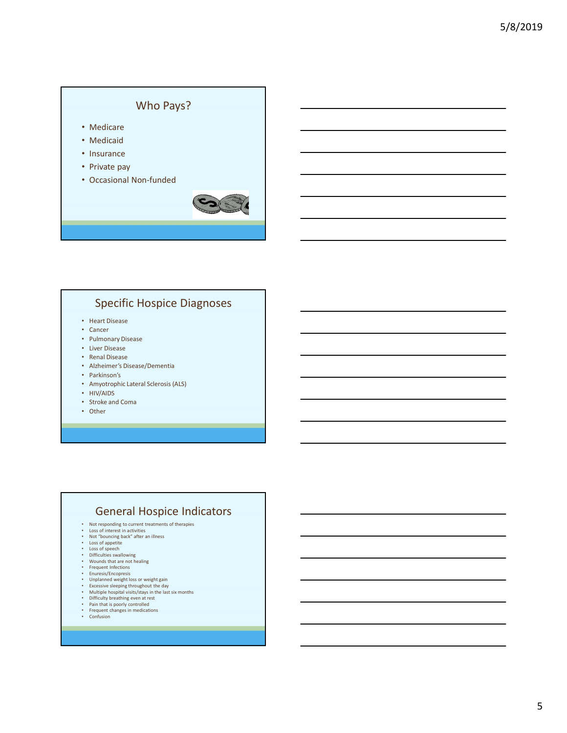## Who Pays?

- Medicare
- Medicaid
- Insurance
- Private pay
- Occasional Non-funded

## Specific Hospice Diagnoses

- Heart Disease
- Cancer
- Pulmonary Disease
- Liver Disease
- Renal Disease
- Alzheimer's Disease/Dementia
- Parkinson's
- Amyotrophic Lateral Sclerosis (ALS)
- HIV/AIDS
- Stroke and Coma
- Other

## General Hospice Indicators

- Not responding to current treatments of therapies
- Loss of interest in activities
- Not "bouncing back" after an illness
- Loss of appetite
- Loss of speech
- Difficulties swallowing
- Wounds that are not healing
- Frequent Infections
- Enuresis/Encopresis
- Unplanned weight loss or weight gain
- Excessive sleeping throughout the day
- Multiple hospital visits/stays in the last six months
- Difficulty breathing even at rest
- Pain that is poorly controlled
- Frequent changes in medications
- Confusion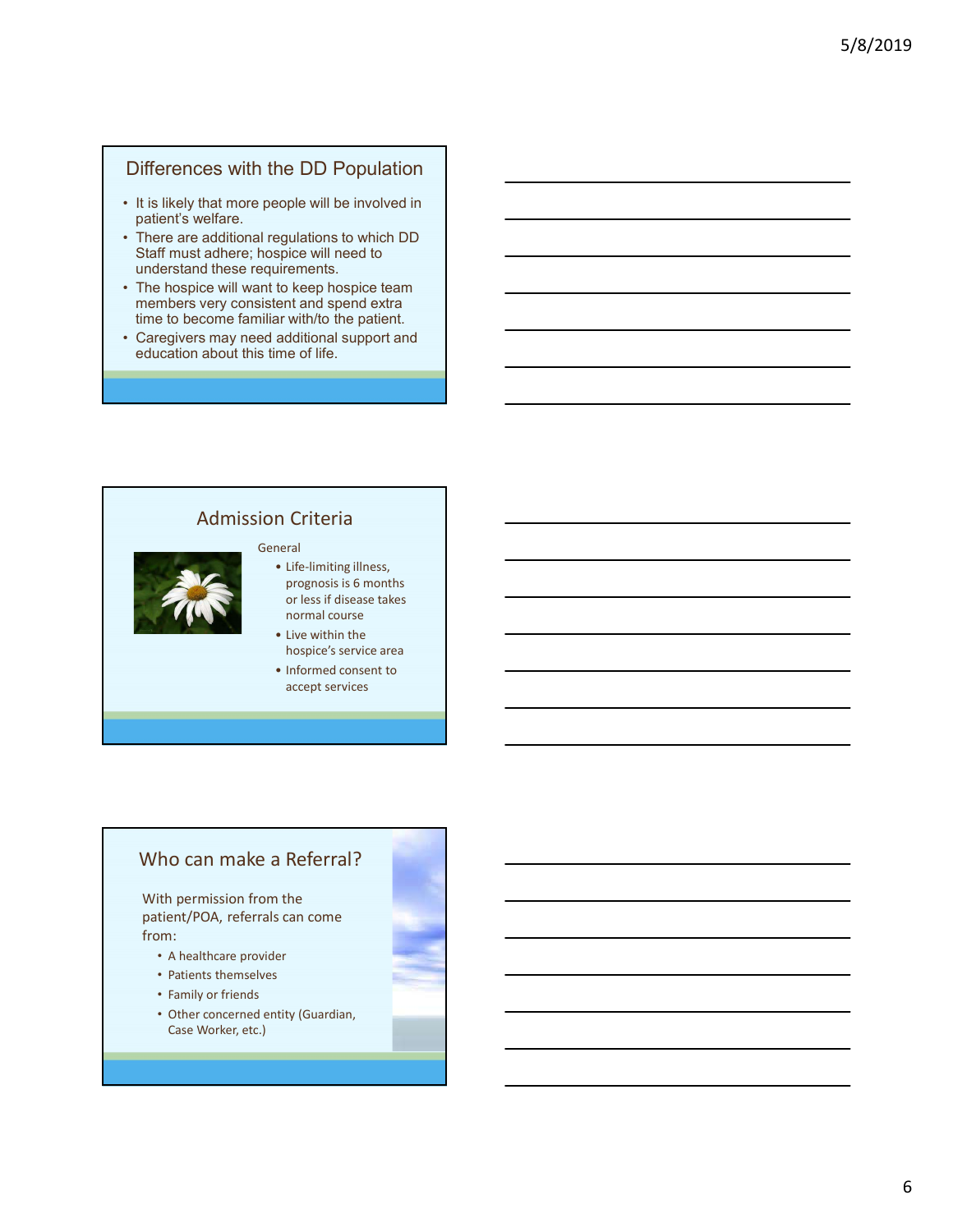## Differences with the DD Population

- It is likely that more people will be involved in patient's welfare.
- There are additional regulations to which DD Staff must adhere; hospice will need to understand these requirements.
- The hospice will want to keep hospice team members very consistent and spend extra time to become familiar with/to the patient.
- Caregivers may need additional support and education about this time of life.

## Admission Criteria

General

- Life-limiting illness, prognosis is 6 months or less if disease takes normal course
- Live within the hospice's service area
- Informed consent to accept services

## Who can make a Referral?

With permission from the patient/POA, referrals can come from:

- A healthcare provider
- Patients themselves
- Family or friends
- Other concerned entity (Guardian, Case Worker, etc.)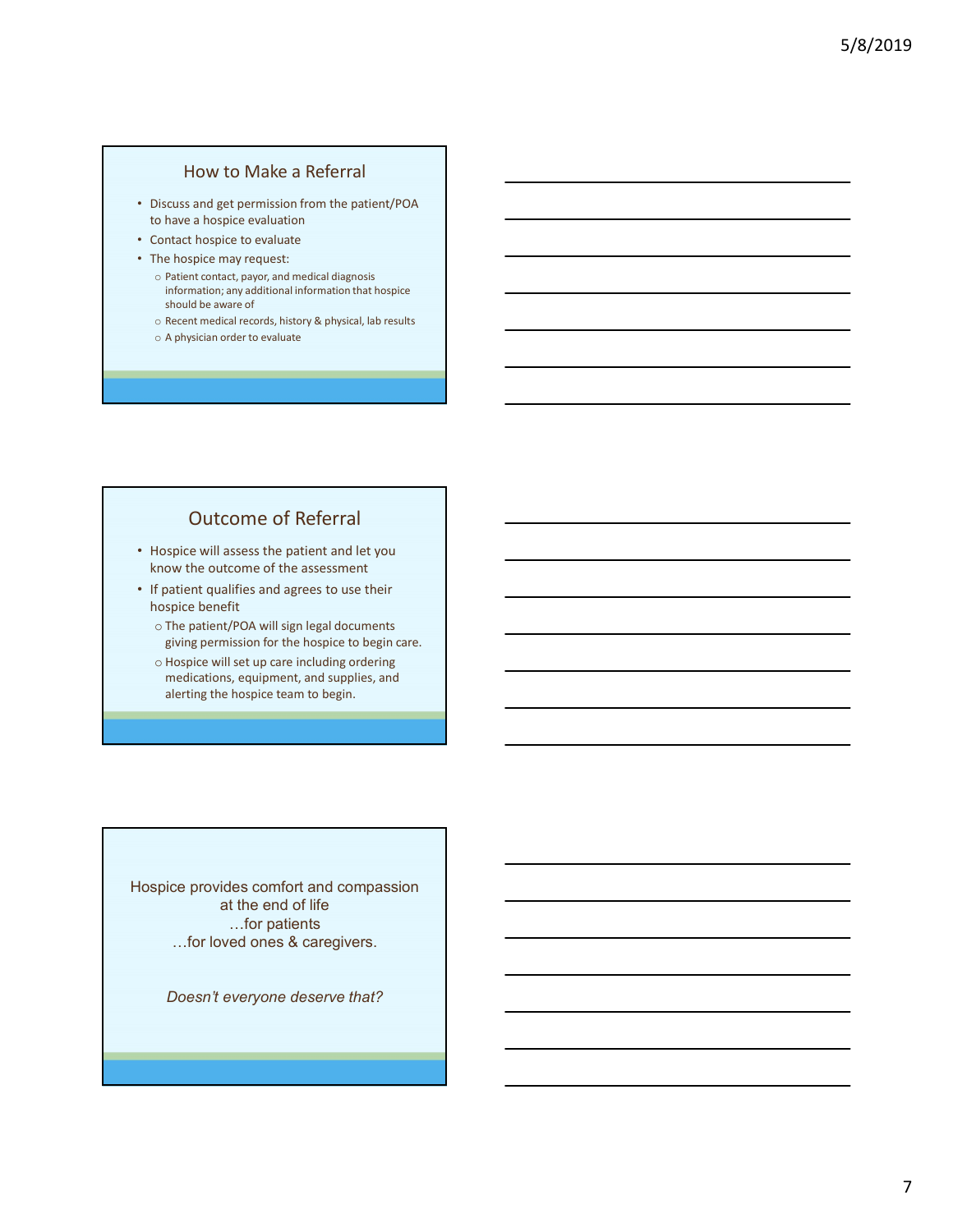## How to Make a Referral

- Discuss and get permission from the patient/POA to have a hospice evaluation
- Contact hospice to evaluate
- The hospice may request:
  - Patient contact, payor, and medical diagnosis information; any additional information that hospice should be aware of
  - Recent medical records, history & physical, lab results
  - A physician order to evaluate

## Outcome of Referral

- Hospice will assess the patient and let you know the outcome of the assessment
- If patient qualifies and agrees to use their hospice benefit
  - The patient/POA will sign legal documents giving permission for the hospice to begin care.
  - Hospice will set up care including ordering medications, equipment, and supplies, and alerting the hospice team to begin.

Hospice provides comfort and compassion at the end of life
…for patients
…for loved ones & caregivers.

*Doesn't everyone deserve that?*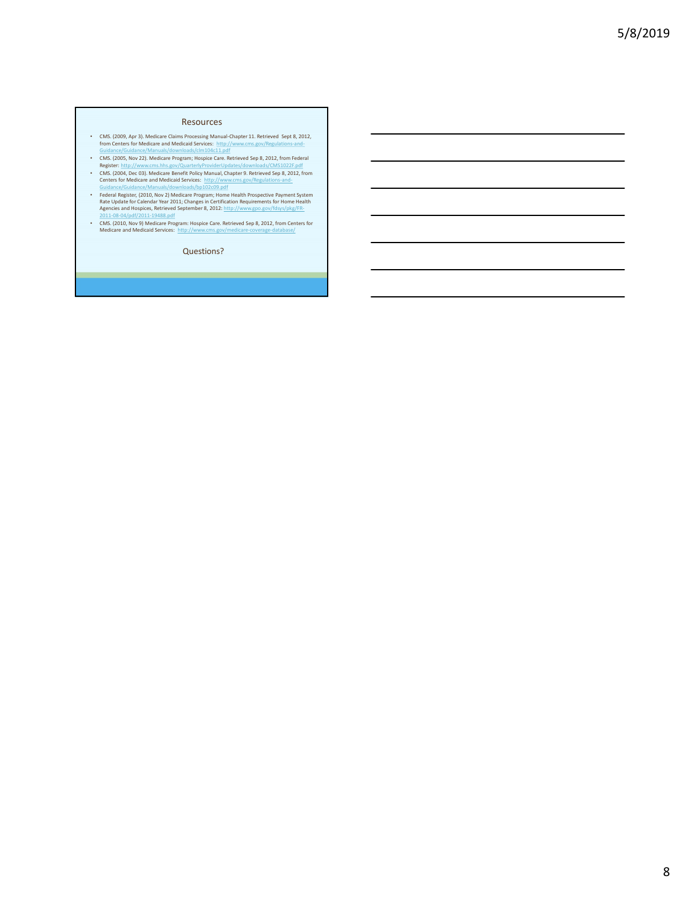## Resources

- CMS. (2009, Apr 3). Medicare Claims Processing Manual-Chapter 11. Retrieved Sept 8, 2012, from Centers for Medicare and Medicaid Services: http://www.cms.gov/Regulations-and-Guidance/Guidance/Manuals/downloads/clm104c11.pdf
- CMS. (2005, Nov 22). Medicare Program; Hospice Care. Retrieved Sep 8, 2012, from Federal Register: http://www.cms.hhs.gov/QuarterlyProviderUpdates/downloads/CMS1022F.pdf
- CMS. (2004, Dec 03). Medicare Benefit Policy Manual, Chapter 9. Retrieved Sep 8, 2012, from Centers for Medicare and Medicaid Services: http://www.cms.gov/Regulations-and-Guidance/Guidance/Manuals/downloads/bp102c09.pdf
- Federal Register, (2010, Nov 2) Medicare Program; Home Health Prospective Payment System Rate Update for Calendar Year 2011; Changes in Certification Requirements for Home Health Agencies and Hospices, Retrieved September 8, 2012: http://www.gpo.gov/fdsys/pkg/FR-2011-08-04/pdf/2011-19488.pdf
- CMS. (2010, Nov 9) Medicare Program: Hospice Care. Retrieved Sep 8, 2012, from Centers for Medicare and Medicaid Services: http://www.cms.gov/medicare-coverage-database/

Questions?